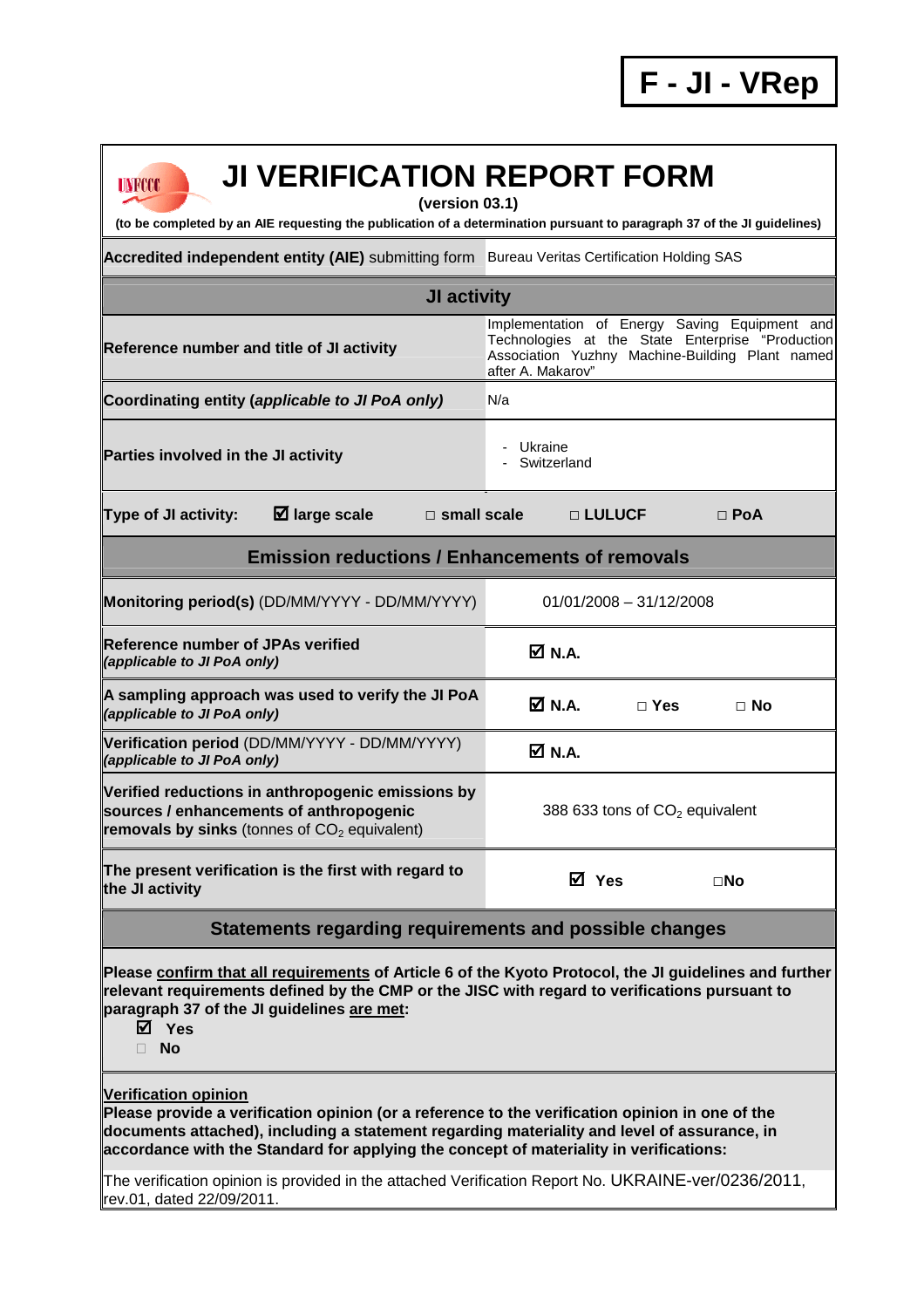**F - JI - VRep**

# JI VERIFICATION REPORT FORM

**(version 03.1)**

**(to be completed by an AIE requesting the publication of a determination pursuant to paragraph 37 of the JI guidelines)**

| **Accredited independent entity (AIE)** submitting form | Bureau Veritas Certification Holding SAS |
|---|---|
| **JI activity** | |
| **Reference number and title of JI activity** | Implementation of Energy Saving Equipment and Technologies at the State Enterprise "Production Association Yuzhny Machine-Building Plant named after A. Makarov" |
| **Coordinating entity (*applicable to JI PoA only*)** | N/a |
| **Parties involved in the JI activity** | - Ukraine<br>- Switzerland |
| **Type of JI activity:** ☑ **large scale** □ **small scale** □ **LULUCF** □ **PoA** | |
| **Emission reductions / Enhancements of removals** | |
| **Monitoring period(s)** (DD/MM/YYYY - DD/MM/YYYY) | 01/01/2008 – 31/12/2008 |
| **Reference number of JPAs verified**<br>***(applicable to JI PoA only)*** | ☑ **N.A.** |
| **A sampling approach was used to verify the JI PoA**<br>***(applicable to JI PoA only)*** | ☑ **N.A.** □ **Yes** □ **No** |
| **Verification period** (DD/MM/YYYY - DD/MM/YYYY)<br>***(applicable to JI PoA only)*** | ☑ **N.A.** |
| **Verified reductions in anthropogenic emissions by sources / enhancements of anthropogenic removals by sinks** (tonnes of $CO_2$ equivalent) | 388 633 tons of $CO_2$ equivalent |
| **The present verification is the first with regard to the JI activity** | ☑ **Yes** □**No** |

## Statements regarding requirements and possible changes

**Please confirm that all requirements of Article 6 of the Kyoto Protocol, the JI guidelines and further relevant requirements defined by the CMP or the JISC with regard to verifications pursuant to paragraph 37 of the JI guidelines are met:**

- ☑ **Yes**
- □ **No**

**Verification opinion**

**Please provide a verification opinion (or a reference to the verification opinion in one of the documents attached), including a statement regarding materiality and level of assurance, in accordance with the Standard for applying the concept of materiality in verifications:**

The verification opinion is provided in the attached Verification Report No. UKRAINE-ver/0236/2011, rev.01, dated 22/09/2011.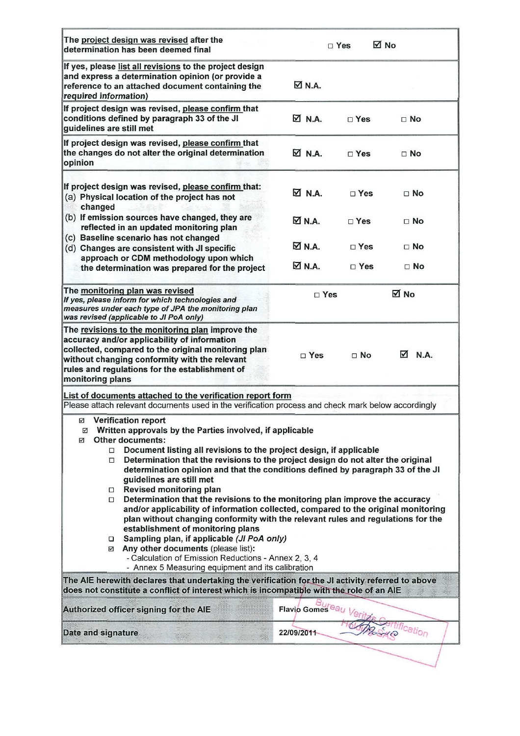| | | | |
|---|---|---|---|
| The project design was revised after the determination has been deemed final | □ Yes | ☑ No | |
| If yes, please list all revisions to the project design and express a determination opinion (or provide a reference to an attached document containing the required information) | ☑ N.A. | | |
| If project design was revised, please confirm that conditions defined by paragraph 33 of the JI guidelines are still met | ☑ N.A. | □ Yes | □ No |
| If project design was revised, please confirm that the changes do not alter the original determination opinion | ☑ N.A. | □ Yes | □ No |
| If project design was revised, please confirm that: (a) Physical location of the project has not changed | ☑ N.A. | □ Yes | □ No |
| (b) If emission sources have changed, they are reflected in an updated monitoring plan | ☑ N.A. | □ Yes | □ No |
| (c) Baseline scenario has not changed | ☑ N.A. | □ Yes | □ No |
| (d) Changes are consistent with JI specific approach or CDM methodology upon which the determination was prepared for the project | ☑ N.A. | □ Yes | □ No |
| The monitoring plan was revised *If yes, please inform for which technologies and measures under each type of JPA the monitoring plan was revised (applicable to JI PoA only)* | □ Yes | ☑ No | |
| The revisions to the monitoring plan improve the accuracy and/or applicability of information collected, compared to the original monitoring plan without changing conformity with the relevant rules and regulations for the establishment of monitoring plans | □ Yes | □ No | ☑ N.A. |

**List of documents attached to the verification report form**
Please attach relevant documents used in the verification process and check mark below accordingly

- ☑ Verification report
- ☑ Written approvals by the Parties involved, if applicable
- ☑ Other documents:
  - □ Document listing all revisions to the project design, if applicable
  - □ Determination that the revisions to the project design do not alter the original determination opinion and that the conditions defined by paragraph 33 of the JI guidelines are still met
  - □ Revised monitoring plan
  - □ Determination that the revisions to the monitoring plan improve the accuracy and/or applicability of information collected, compared to the original monitoring plan without changing conformity with the relevant rules and regulations for the establishment of monitoring plans
  - □ Sampling plan, if applicable *(JI PoA only)*
  - ☑ Any other documents (please list):
    - Calculation of Emission Reductions - Annex 2, 3, 4
    - Annex 5 Measuring equipment and its calibration

**The AIE herewith declares that undertaking the verification for the JI activity referred to above does not constitute a conflict of interest which is incompatible with the role of an AIE**

| | |
|---|---|
| Authorized officer signing for the AIE | Flavio Gomes |
| Date and signature | 22/09/2011 |

Bureau Veritas Certification Holding SAS